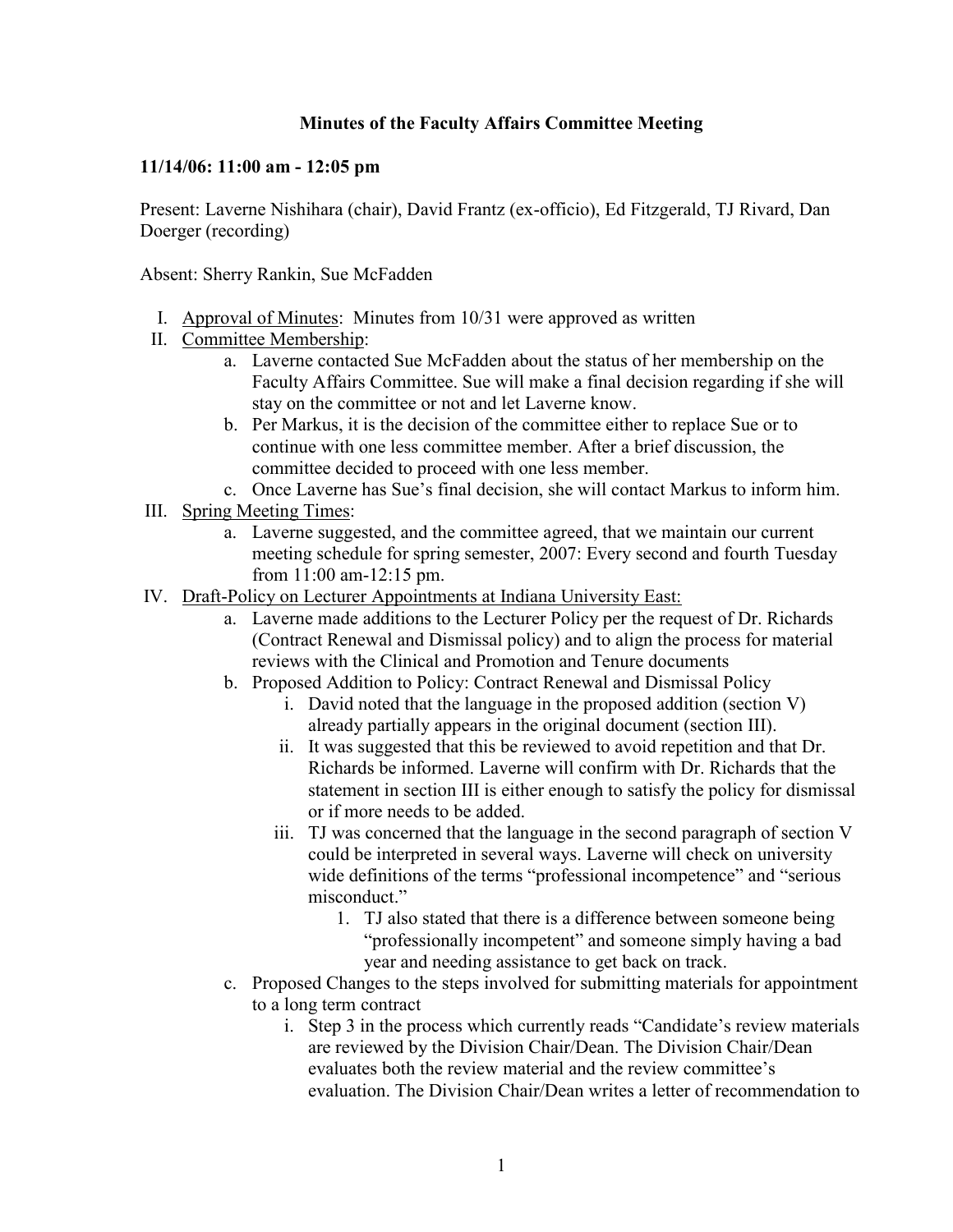# Minutes of the Faculty Affairs Committee Meeting

**11/14/06: 11:00 am - 12:05 pm**

Present: Laverne Nishihara (chair), David Frantz (ex-officio), Ed Fitzgerald, TJ Rivard, Dan Doerger (recording)

Absent: Sherry Rankin, Sue McFadden

I. Approval of Minutes: Minutes from 10/31 were approved as written

II. Committee Membership:
   a. Laverne contacted Sue McFadden about the status of her membership on the Faculty Affairs Committee. Sue will make a final decision regarding if she will stay on the committee or not and let Laverne know.
   b. Per Markus, it is the decision of the committee either to replace Sue or to continue with one less committee member. After a brief discussion, the committee decided to proceed with one less member.
   c. Once Laverne has Sue's final decision, she will contact Markus to inform him.

III. Spring Meeting Times:
   a. Laverne suggested, and the committee agreed, that we maintain our current meeting schedule for spring semester, 2007: Every second and fourth Tuesday from 11:00 am-12:15 pm.

IV. Draft-Policy on Lecturer Appointments at Indiana University East:
   a. Laverne made additions to the Lecturer Policy per the request of Dr. Richards (Contract Renewal and Dismissal policy) and to align the process for material reviews with the Clinical and Promotion and Tenure documents
   b. Proposed Addition to Policy: Contract Renewal and Dismissal Policy
      i. David noted that the language in the proposed addition (section V) already partially appears in the original document (section III).
      ii. It was suggested that this be reviewed to avoid repetition and that Dr. Richards be informed. Laverne will confirm with Dr. Richards that the statement in section III is either enough to satisfy the policy for dismissal or if more needs to be added.
      iii. TJ was concerned that the language in the second paragraph of section V could be interpreted in several ways. Laverne will check on university wide definitions of the terms "professional incompetence" and "serious misconduct."
         1. TJ also stated that there is a difference between someone being "professionally incompetent" and someone simply having a bad year and needing assistance to get back on track.
   c. Proposed Changes to the steps involved for submitting materials for appointment to a long term contract
      i. Step 3 in the process which currently reads "Candidate's review materials are reviewed by the Division Chair/Dean. The Division Chair/Dean evaluates both the review material and the review committee's evaluation. The Division Chair/Dean writes a letter of recommendation to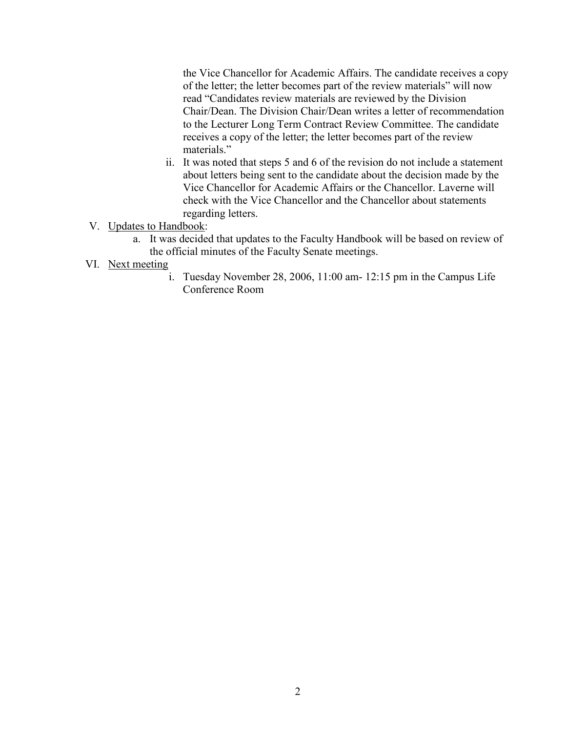the Vice Chancellor for Academic Affairs. The candidate receives a copy of the letter; the letter becomes part of the review materials" will now read "Candidates review materials are reviewed by the Division Chair/Dean. The Division Chair/Dean writes a letter of recommendation to the Lecturer Long Term Contract Review Committee. The candidate receives a copy of the letter; the letter becomes part of the review materials."

   ii. It was noted that steps 5 and 6 of the revision do not include a statement about letters being sent to the candidate about the decision made by the Vice Chancellor for Academic Affairs or the Chancellor. Laverne will check with the Vice Chancellor and the Chancellor about statements regarding letters.

V. Updates to Handbook:

   a. It was decided that updates to the Faculty Handbook will be based on review of the official minutes of the Faculty Senate meetings.

VI. Next meeting

   i. Tuesday November 28, 2006, 11:00 am- 12:15 pm in the Campus Life Conference Room